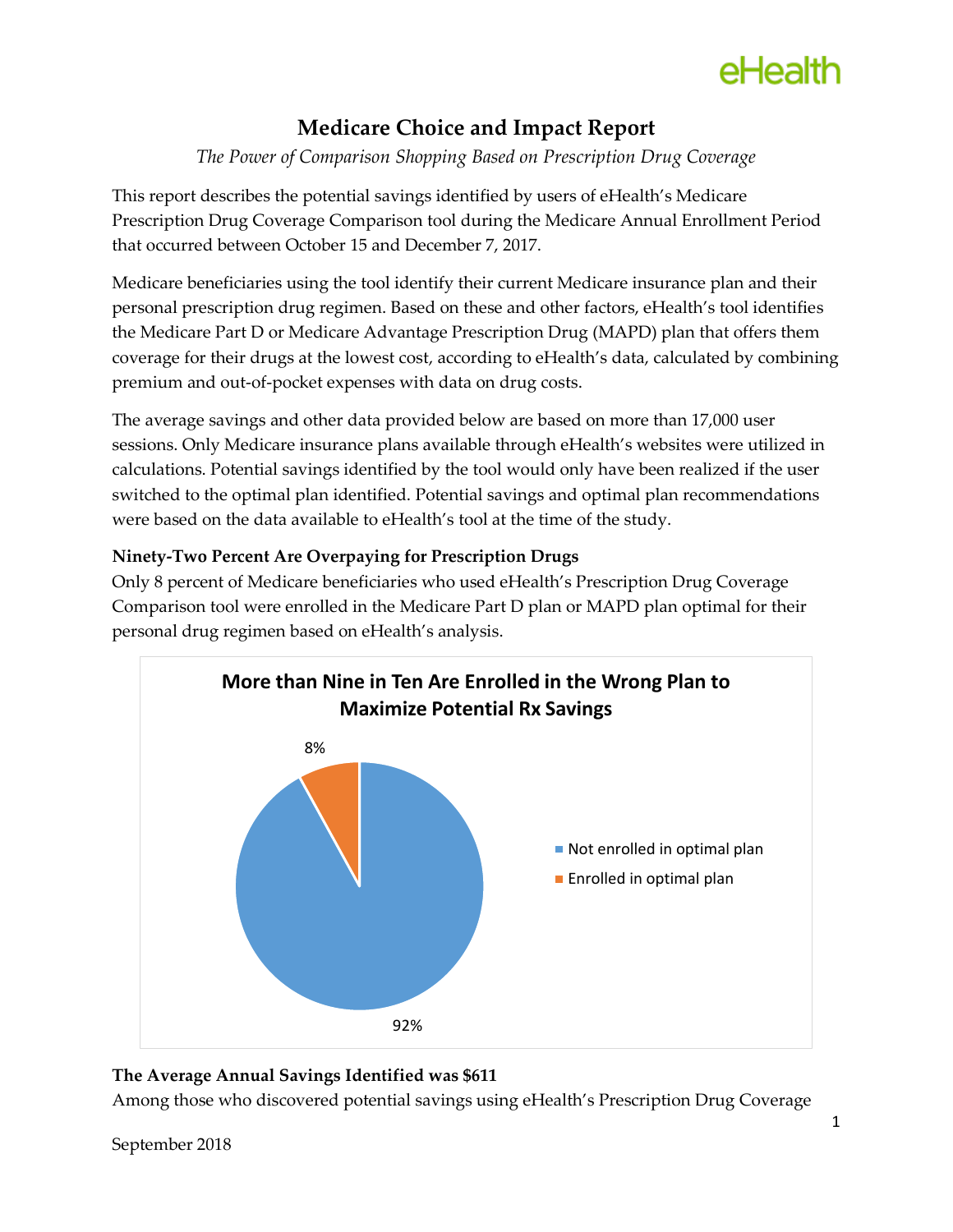# Medicare Choice and Impact Report

*The Power of Comparison Shopping Based on Prescription Drug Coverage*

This report describes the potential savings identified by users of eHealth's Medicare Prescription Drug Coverage Comparison tool during the Medicare Annual Enrollment Period that occurred between October 15 and December 7, 2017.

Medicare beneficiaries using the tool identify their current Medicare insurance plan and their personal prescription drug regimen. Based on these and other factors, eHealth's tool identifies the Medicare Part D or Medicare Advantage Prescription Drug (MAPD) plan that offers them coverage for their drugs at the lowest cost, according to eHealth's data, calculated by combining premium and out-of-pocket expenses with data on drug costs.

The average savings and other data provided below are based on more than 17,000 user sessions. Only Medicare insurance plans available through eHealth's websites were utilized in calculations. Potential savings identified by the tool would only have been realized if the user switched to the optimal plan identified. Potential savings and optimal plan recommendations were based on the data available to eHealth's tool at the time of the study.

**Ninety-Two Percent Are Overpaying for Prescription Drugs**

Only 8 percent of Medicare beneficiaries who used eHealth's Prescription Drug Coverage Comparison tool were enrolled in the Medicare Part D plan or MAPD plan optimal for their personal drug regimen based on eHealth's analysis.

**More than Nine in Ten Are Enrolled in the Wrong Plan to Maximize Potential Rx Savings**

| Category | Percent |
|---|---|
| Not enrolled in optimal plan | 92% |
| Enrolled in optimal plan | 8% |

**The Average Annual Savings Identified was $611**

Among those who discovered potential savings using eHealth's Prescription Drug Coverage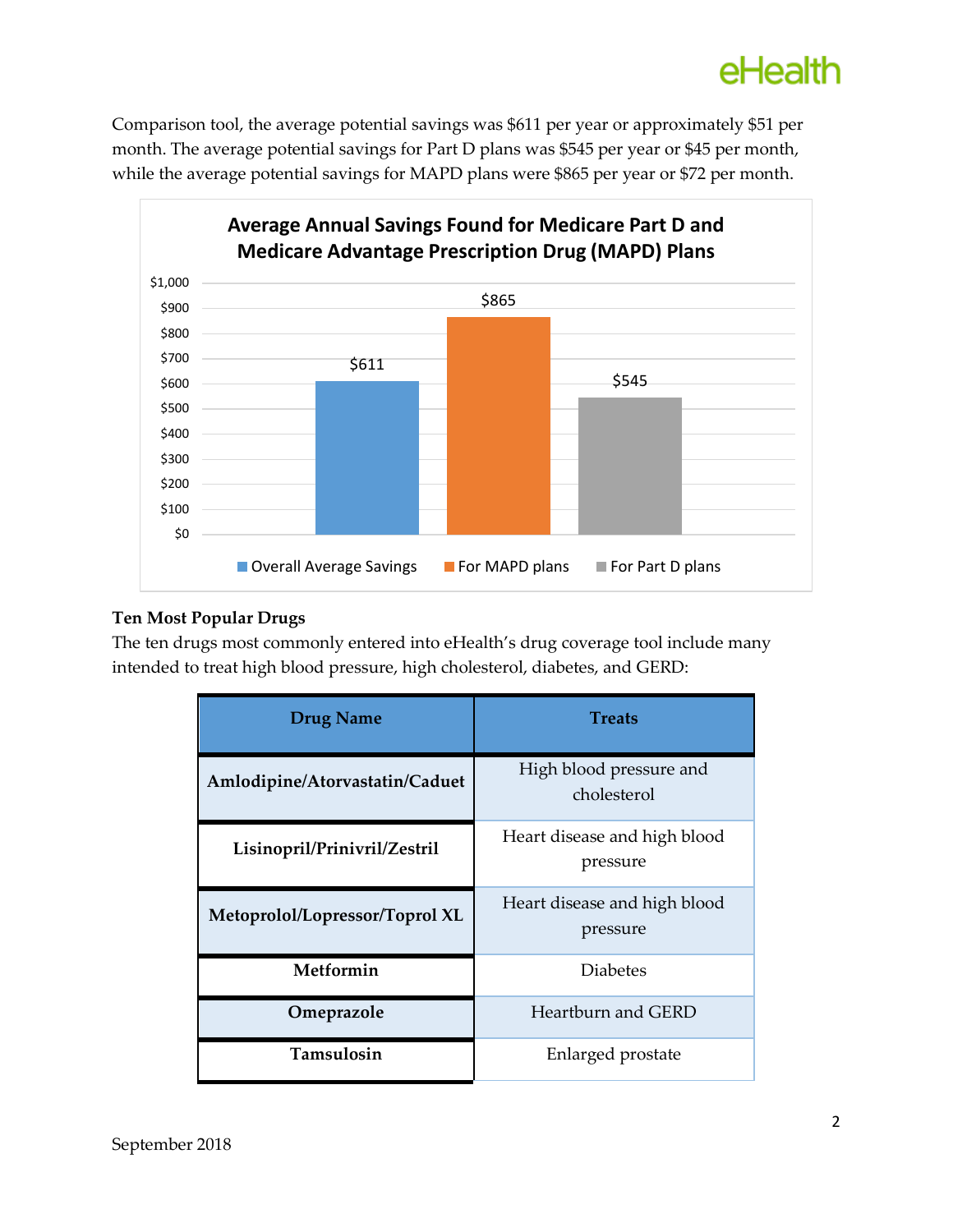Comparison tool, the average potential savings was $611 per year or approximately $51 per month. The average potential savings for Part D plans was $545 per year or $45 per month, while the average potential savings for MAPD plans were $865 per year or $72 per month.

**Average Annual Savings Found for Medicare Part D and Medicare Advantage Prescription Drug (MAPD) Plans**

| Category | Average Annual Savings |
|---|---|
| Overall Average Savings | $611 |
| For MAPD plans | $865 |
| For Part D plans | $545 |

### Ten Most Popular Drugs

The ten drugs most commonly entered into eHealth's drug coverage tool include many intended to treat high blood pressure, high cholesterol, diabetes, and GERD:

| Drug Name | Treats |
|---|---|
| **Amlodipine/Atorvastatin/Caduet** | High blood pressure and cholesterol |
| **Lisinopril/Prinivril/Zestril** | Heart disease and high blood pressure |
| **Metoprolol/Lopressor/Toprol XL** | Heart disease and high blood pressure |
| **Metformin** | Diabetes |
| **Omeprazole** | Heartburn and GERD |
| **Tamsulosin** | Enlarged prostate |

September 2018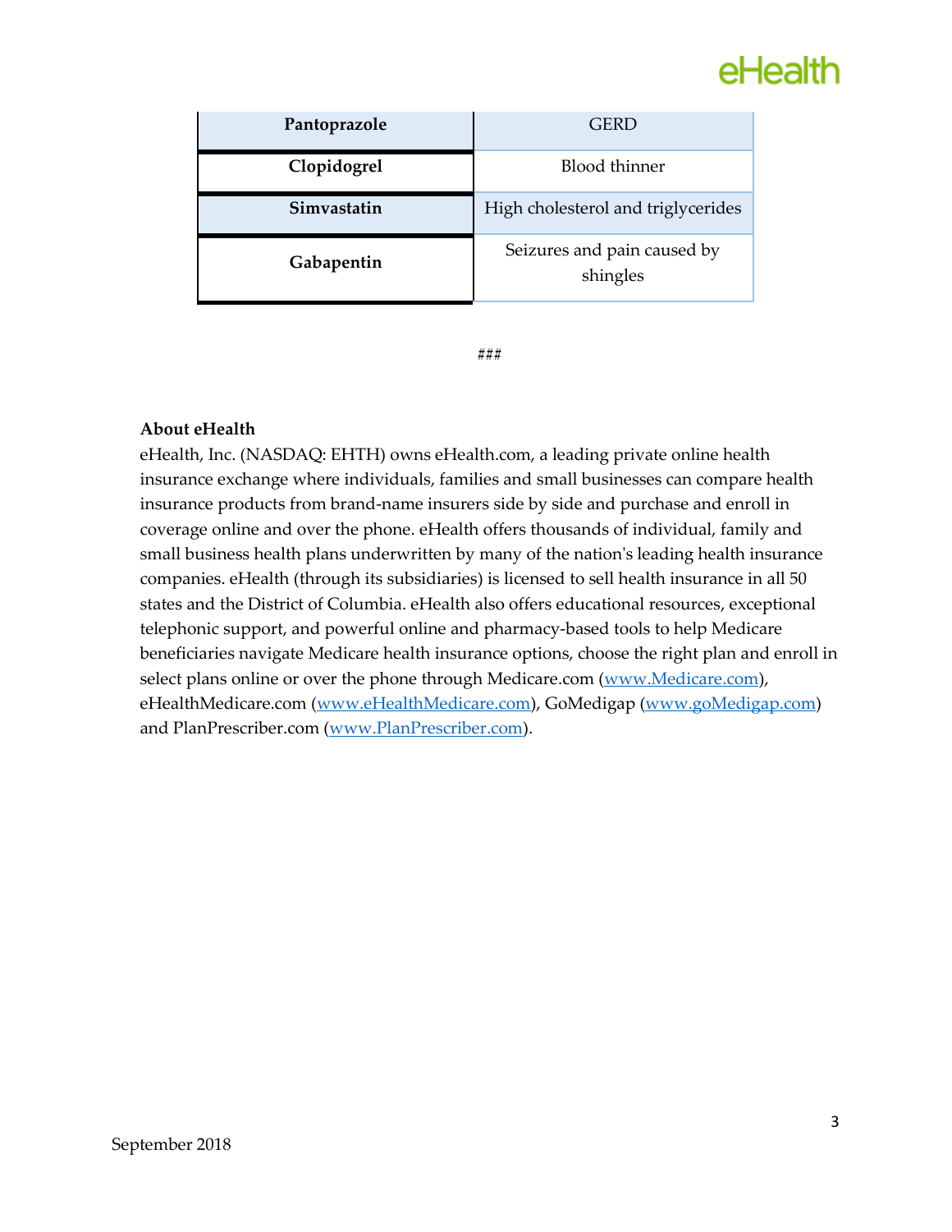| | |
|---|---|
| **Pantoprazole** | GERD |
| **Clopidogrel** | Blood thinner |
| **Simvastatin** | High cholesterol and triglycerides |
| **Gabapentin** | Seizures and pain caused by shingles |

###

**About eHealth**

eHealth, Inc. (NASDAQ: EHTH) owns eHealth.com, a leading private online health insurance exchange where individuals, families and small businesses can compare health insurance products from brand-name insurers side by side and purchase and enroll in coverage online and over the phone. eHealth offers thousands of individual, family and small business health plans underwritten by many of the nation's leading health insurance companies. eHealth (through its subsidiaries) is licensed to sell health insurance in all 50 states and the District of Columbia. eHealth also offers educational resources, exceptional telephonic support, and powerful online and pharmacy-based tools to help Medicare beneficiaries navigate Medicare health insurance options, choose the right plan and enroll in select plans online or over the phone through Medicare.com (www.Medicare.com), eHealthMedicare.com (www.eHealthMedicare.com), GoMedigap (www.goMedigap.com) and PlanPrescriber.com (www.PlanPrescriber.com).

September 2018